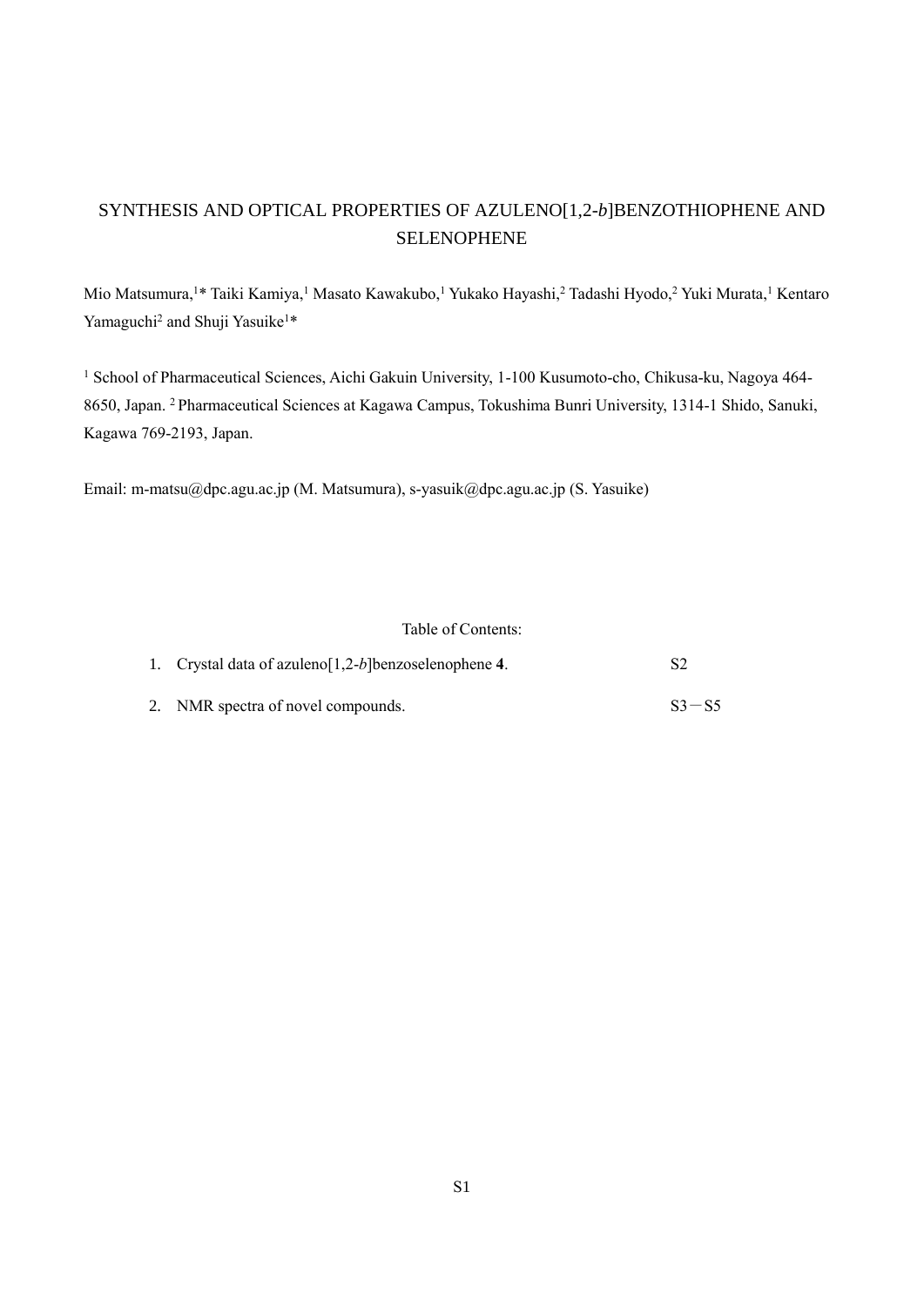# SYNTHESIS AND OPTICAL PROPERTIES OF AZULENO[1,2-*b*]BENZOTHIOPHENE AND SELENOPHENE

Mio Matsumura,[1]* Taiki Kamiya,[1] Masato Kawakubo,[1] Yukako Hayashi,[2] Tadashi Hyodo,[2] Yuki Murata,[1] Kentaro Yamaguchi[2] and Shuji Yasuike[1]*

[1] School of Pharmaceutical Sciences, Aichi Gakuin University, 1-100 Kusumoto-cho, Chikusa-ku, Nagoya 464-8650, Japan. [2] Pharmaceutical Sciences at Kagawa Campus, Tokushima Bunri University, 1314-1 Shido, Sanuki, Kagawa 769-2193, Japan.

Email: m-matsu@dpc.agu.ac.jp (M. Matsumura), s-yasuik@dpc.agu.ac.jp (S. Yasuike)

Table of Contents:

1. Crystal data of azuleno[1,2-*b*]benzoselenophene **4**. S2
2. NMR spectra of novel compounds. S3－S5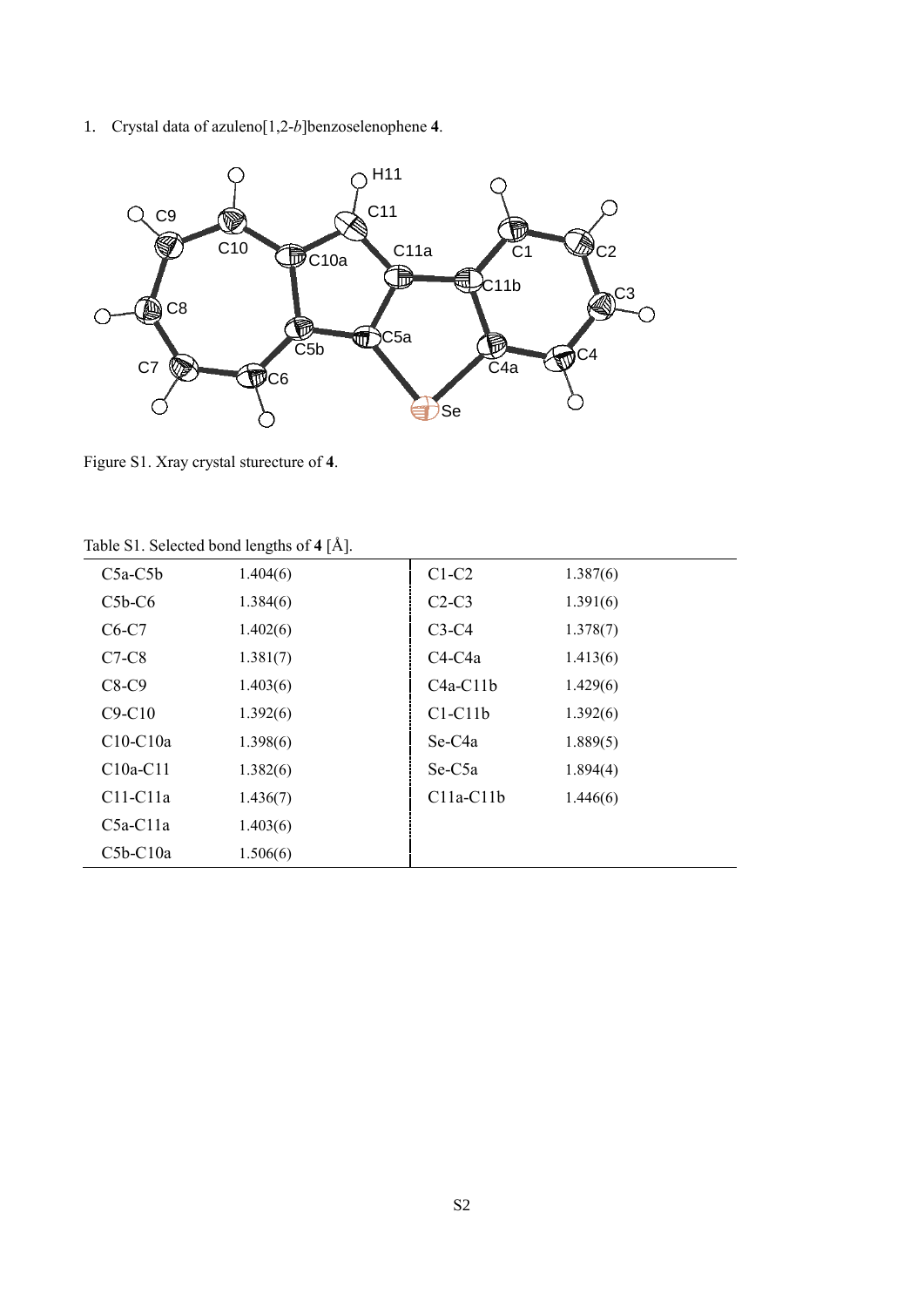1. Crystal data of azuleno[1,2-*b*]benzoselenophene **4**.

Figure S1. Xray crystal sturecture of **4**.

Table S1. Selected bond lengths of **4** [Å].

| | | | |
|---|---|---|---|
| C5a-C5b | 1.404(6) | C1-C2 | 1.387(6) |
| C5b-C6 | 1.384(6) | C2-C3 | 1.391(6) |
| C6-C7 | 1.402(6) | C3-C4 | 1.378(7) |
| C7-C8 | 1.381(7) | C4-C4a | 1.413(6) |
| C8-C9 | 1.403(6) | C4a-C11b | 1.429(6) |
| C9-C10 | 1.392(6) | C1-C11b | 1.392(6) |
| C10-C10a | 1.398(6) | Se-C4a | 1.889(5) |
| C10a-C11 | 1.382(6) | Se-C5a | 1.894(4) |
| C11-C11a | 1.436(7) | C11a-C11b | 1.446(6) |
| C5a-C11a | 1.403(6) | | |
| C5b-C10a | 1.506(6) | | |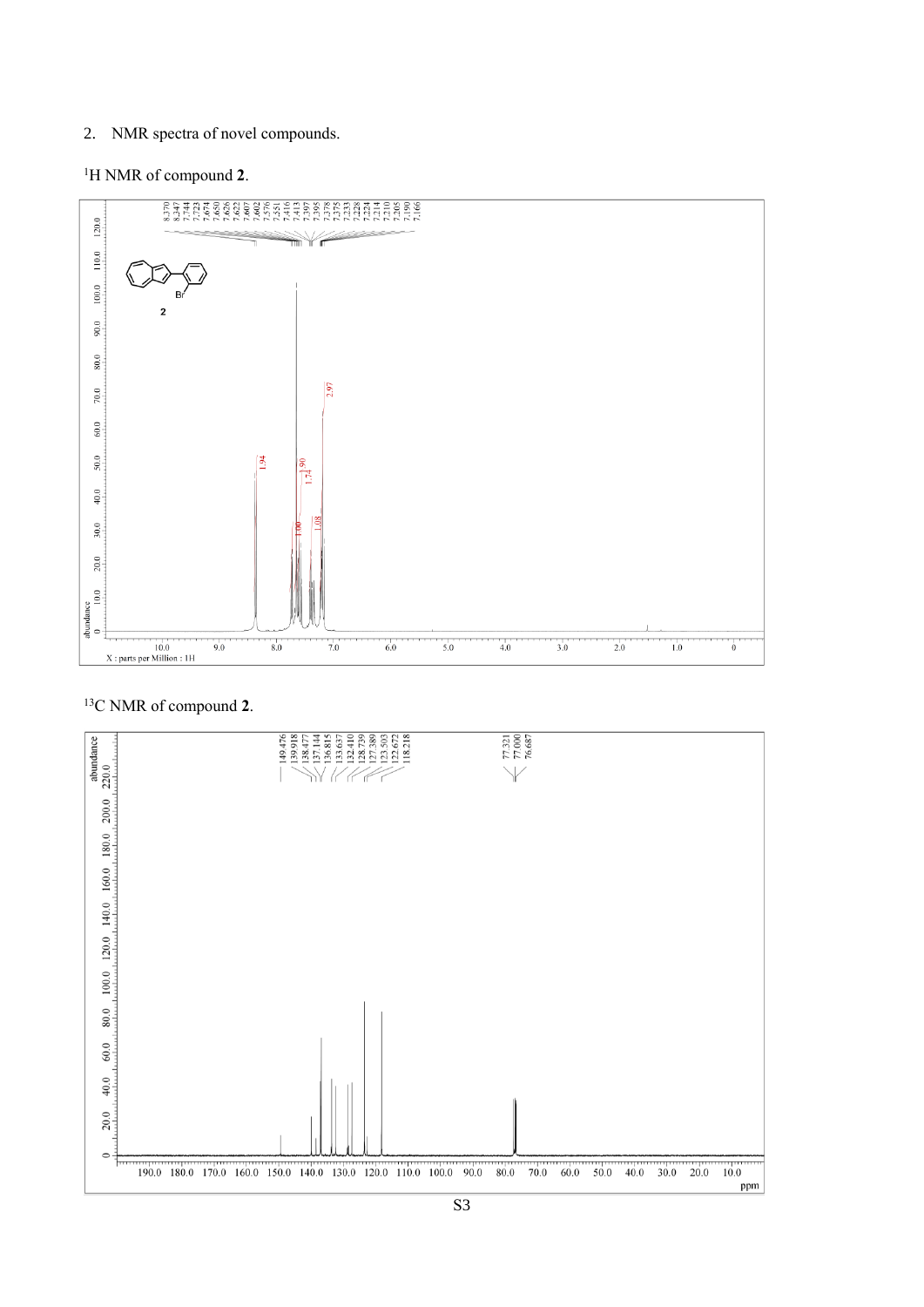2. NMR spectra of novel compounds.

$^{1}H$ NMR of compound **2**.

$^{13}C$ NMR of compound **2**.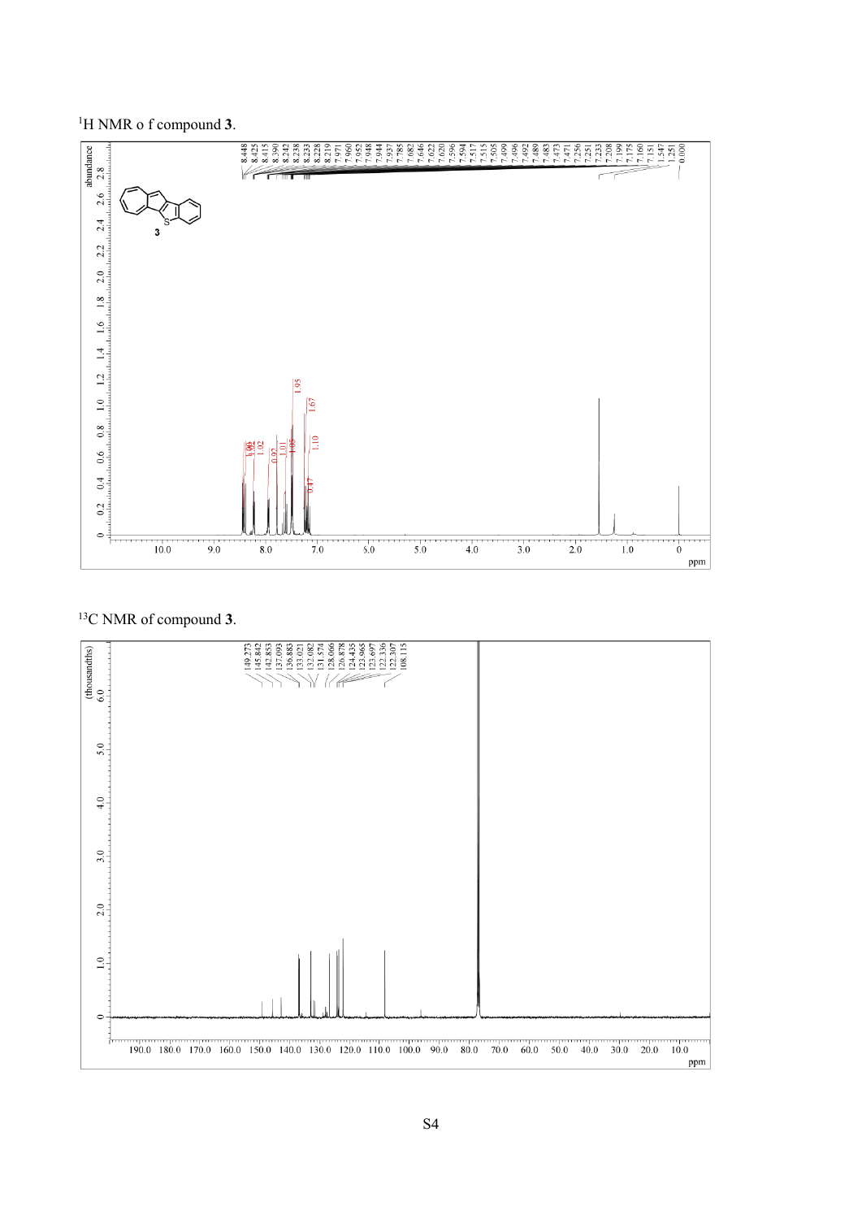$^{1}$H NMR o f compound **3**.

$^{13}$C NMR of compound **3**.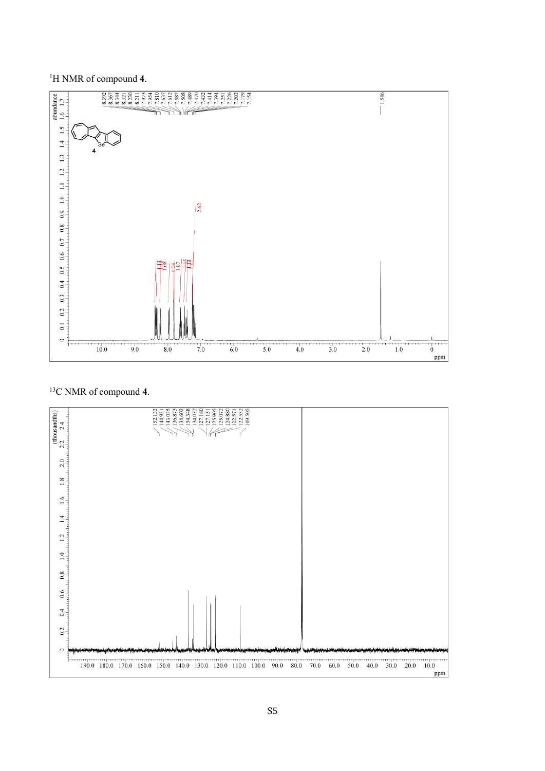$^{1}H$ NMR of compound **4**.

abundance

8.392
8.367
8.344
8.321
8.230
8.211
7.973
7.954
7.810
7.637
7.612
7.587
7.508
7.489
7.470
7.432
7.414
7.394
7.251
7.226
7.202
7.179
7.154

1.546

Se

4

2.62

1.11
1.16
1.08
1.04
1.07
1.15
1.14
1.13

ppm

$^{13}C$ NMR of compound **4**.

(thousandths)

152.133
144.951
143.035
136.873
134.602
134.348
134.032
127.180
127.151
125.905
125.072
124.880
122.571
122.532
109.505

ppm